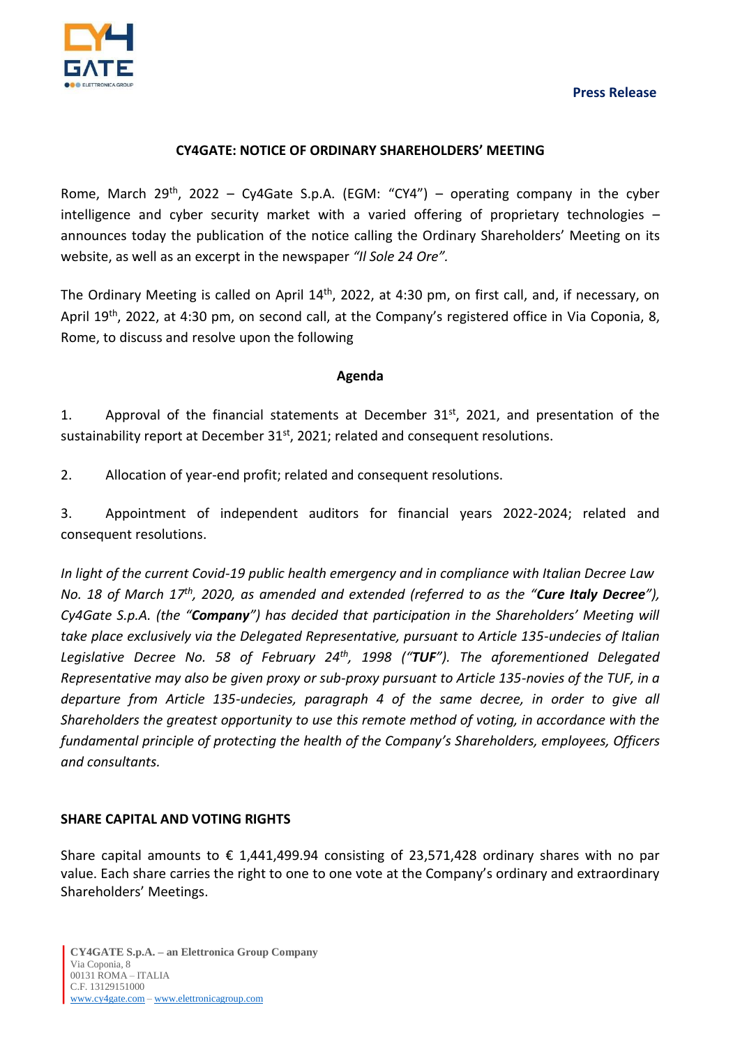**Press Release**

# CY4GATE: NOTICE OF ORDINARY SHAREHOLDERS' MEETING

Rome, March 29th, 2022 – Cy4Gate S.p.A. (EGM: "CY4") – operating company in the cyber intelligence and cyber security market with a varied offering of proprietary technologies – announces today the publication of the notice calling the Ordinary Shareholders' Meeting on its website, as well as an excerpt in the newspaper *"Il Sole 24 Ore".*

The Ordinary Meeting is called on April 14th, 2022, at 4:30 pm, on first call, and, if necessary, on April 19th, 2022, at 4:30 pm, on second call, at the Company's registered office in Via Coponia, 8, Rome, to discuss and resolve upon the following

## Agenda

1. Approval of the financial statements at December 31st, 2021, and presentation of the sustainability report at December 31st, 2021; related and consequent resolutions.

2. Allocation of year-end profit; related and consequent resolutions.

3. Appointment of independent auditors for financial years 2022-2024; related and consequent resolutions.

*In light of the current Covid-19 public health emergency and in compliance with Italian Decree Law No. 18 of March 17th, 2020, as amended and extended (referred to as the "**Cure Italy Decree**"), Cy4Gate S.p.A. (the "**Company**") has decided that participation in the Shareholders' Meeting will take place exclusively via the Delegated Representative, pursuant to Article 135-undecies of Italian Legislative Decree No. 58 of February 24th, 1998 ("**TUF**"). The aforementioned Delegated Representative may also be given proxy or sub-proxy pursuant to Article 135-novies of the TUF, in a departure from Article 135-undecies, paragraph 4 of the same decree, in order to give all Shareholders the greatest opportunity to use this remote method of voting, in accordance with the fundamental principle of protecting the health of the Company's Shareholders, employees, Officers and consultants.*

## SHARE CAPITAL AND VOTING RIGHTS

Share capital amounts to € 1,441,499.94 consisting of 23,571,428 ordinary shares with no par value. Each share carries the right to one to one vote at the Company's ordinary and extraordinary Shareholders' Meetings.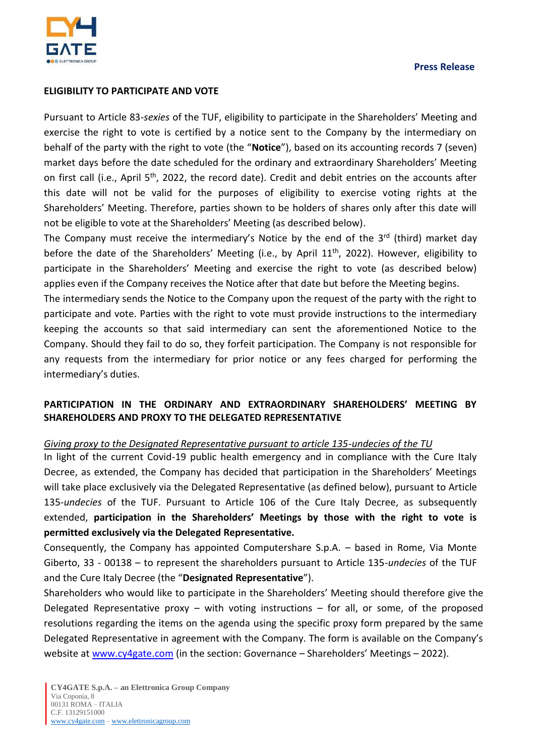## ELIGIBILITY TO PARTICIPATE AND VOTE

Pursuant to Article 83-*sexies* of the TUF, eligibility to participate in the Shareholders' Meeting and exercise the right to vote is certified by a notice sent to the Company by the intermediary on behalf of the party with the right to vote (the "**Notice**"), based on its accounting records 7 (seven) market days before the date scheduled for the ordinary and extraordinary Shareholders' Meeting on first call (i.e., April 5th, 2022, the record date). Credit and debit entries on the accounts after this date will not be valid for the purposes of eligibility to exercise voting rights at the Shareholders' Meeting. Therefore, parties shown to be holders of shares only after this date will not be eligible to vote at the Shareholders' Meeting (as described below).

The Company must receive the intermediary's Notice by the end of the 3rd (third) market day before the date of the Shareholders' Meeting (i.e., by April 11th, 2022). However, eligibility to participate in the Shareholders' Meeting and exercise the right to vote (as described below) applies even if the Company receives the Notice after that date but before the Meeting begins.

The intermediary sends the Notice to the Company upon the request of the party with the right to participate and vote. Parties with the right to vote must provide instructions to the intermediary keeping the accounts so that said intermediary can sent the aforementioned Notice to the Company. Should they fail to do so, they forfeit participation. The Company is not responsible for any requests from the intermediary for prior notice or any fees charged for performing the intermediary's duties.

## PARTICIPATION IN THE ORDINARY AND EXTRAORDINARY SHAREHOLDERS' MEETING BY SHAREHOLDERS AND PROXY TO THE DELEGATED REPRESENTATIVE

*Giving proxy to the Designated Representative pursuant to article 135-undecies of the TU*

In light of the current Covid-19 public health emergency and in compliance with the Cure Italy Decree, as extended, the Company has decided that participation in the Shareholders' Meetings will take place exclusively via the Delegated Representative (as defined below), pursuant to Article 135-*undecies* of the TUF. Pursuant to Article 106 of the Cure Italy Decree, as subsequently extended, **participation in the Shareholders' Meetings by those with the right to vote is permitted exclusively via the Delegated Representative.**

Consequently, the Company has appointed Computershare S.p.A. – based in Rome, Via Monte Giberto, 33 - 00138 – to represent the shareholders pursuant to Article 135-*undecies* of the TUF and the Cure Italy Decree (the "**Designated Representative**").

Shareholders who would like to participate in the Shareholders' Meeting should therefore give the Delegated Representative proxy – with voting instructions – for all, or some, of the proposed resolutions regarding the items on the agenda using the specific proxy form prepared by the same Delegated Representative in agreement with the Company. The form is available on the Company's website at www.cy4gate.com (in the section: Governance – Shareholders' Meetings – 2022).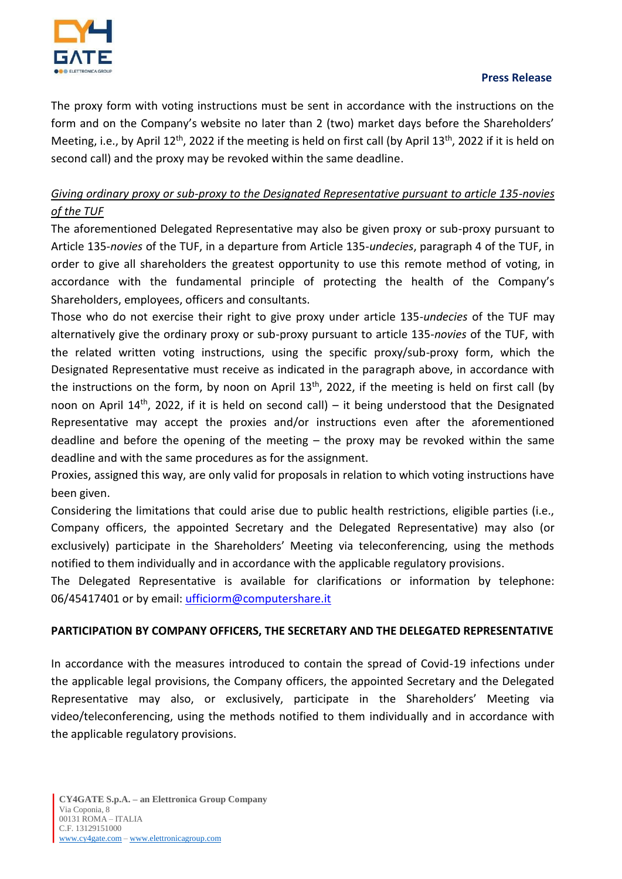The proxy form with voting instructions must be sent in accordance with the instructions on the form and on the Company's website no later than 2 (two) market days before the Shareholders' Meeting, i.e., by April 12th, 2022 if the meeting is held on first call (by April 13th, 2022 if it is held on second call) and the proxy may be revoked within the same deadline.

_Giving ordinary proxy or sub-proxy to the Designated Representative pursuant to article 135-novies of the TUF_

The aforementioned Delegated Representative may also be given proxy or sub-proxy pursuant to Article 135-*novies* of the TUF, in a departure from Article 135-*undecies*, paragraph 4 of the TUF, in order to give all shareholders the greatest opportunity to use this remote method of voting, in accordance with the fundamental principle of protecting the health of the Company's Shareholders, employees, officers and consultants.

Those who do not exercise their right to give proxy under article 135-*undecies* of the TUF may alternatively give the ordinary proxy or sub-proxy pursuant to article 135-*novies* of the TUF, with the related written voting instructions, using the specific proxy/sub-proxy form, which the Designated Representative must receive as indicated in the paragraph above, in accordance with the instructions on the form, by noon on April 13th, 2022, if the meeting is held on first call (by noon on April 14th, 2022, if it is held on second call) – it being understood that the Designated Representative may accept the proxies and/or instructions even after the aforementioned deadline and before the opening of the meeting – the proxy may be revoked within the same deadline and with the same procedures as for the assignment.

Proxies, assigned this way, are only valid for proposals in relation to which voting instructions have been given.

Considering the limitations that could arise due to public health restrictions, eligible parties (i.e., Company officers, the appointed Secretary and the Delegated Representative) may also (or exclusively) participate in the Shareholders' Meeting via teleconferencing, using the methods notified to them individually and in accordance with the applicable regulatory provisions.

The Delegated Representative is available for clarifications or information by telephone: 06/45417401 or by email: ufficiorm@computershare.it

**PARTICIPATION BY COMPANY OFFICERS, THE SECRETARY AND THE DELEGATED REPRESENTATIVE**

In accordance with the measures introduced to contain the spread of Covid-19 infections under the applicable legal provisions, the Company officers, the appointed Secretary and the Delegated Representative may also, or exclusively, participate in the Shareholders' Meeting via video/teleconferencing, using the methods notified to them individually and in accordance with the applicable regulatory provisions.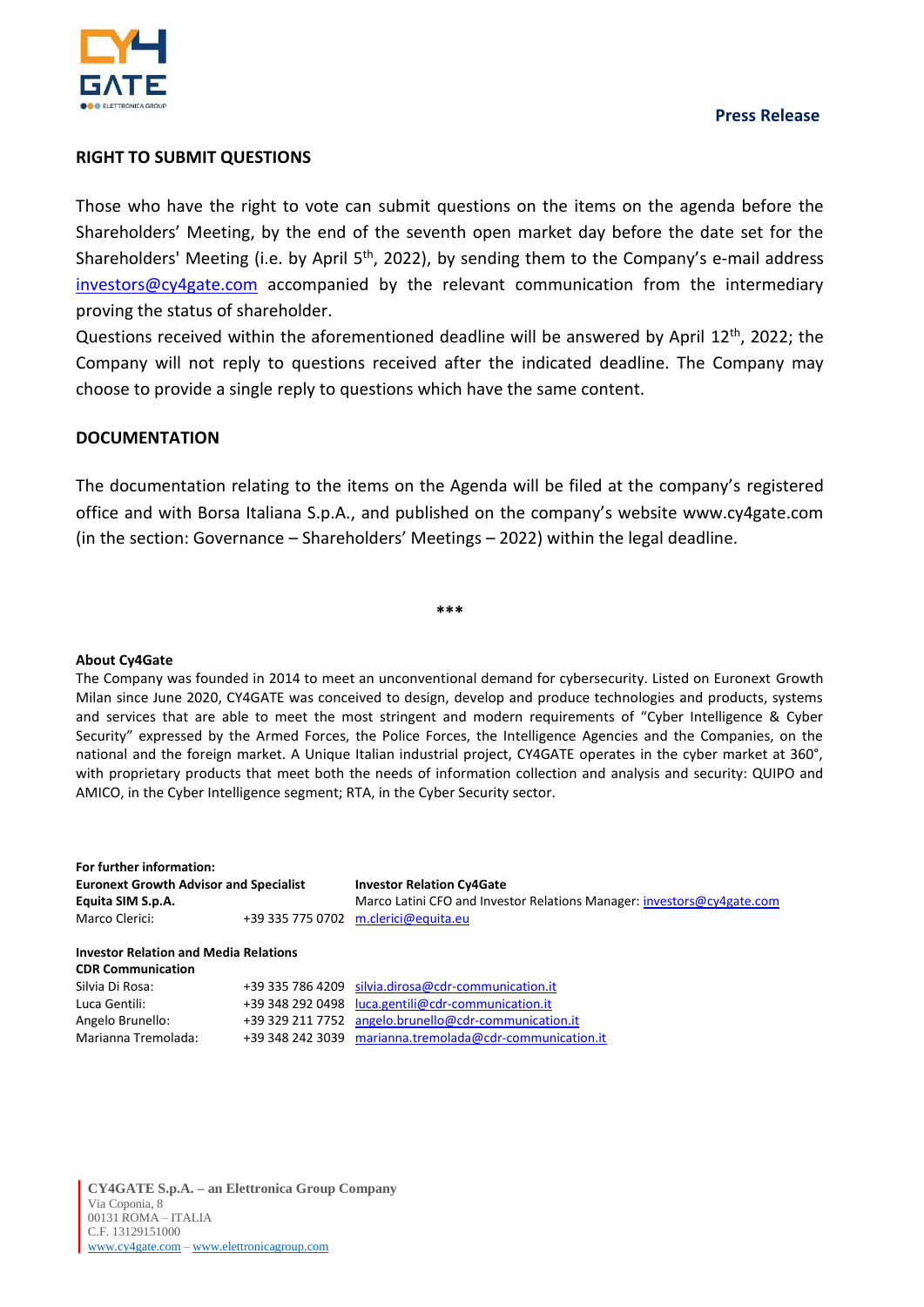## RIGHT TO SUBMIT QUESTIONS

Those who have the right to vote can submit questions on the items on the agenda before the Shareholders' Meeting, by the end of the seventh open market day before the date set for the Shareholders' Meeting (i.e. by April 5th, 2022), by sending them to the Company's e-mail address investors@cy4gate.com accompanied by the relevant communication from the intermediary proving the status of shareholder.

Questions received within the aforementioned deadline will be answered by April 12th, 2022; the Company will not reply to questions received after the indicated deadline. The Company may choose to provide a single reply to questions which have the same content.

## DOCUMENTATION

The documentation relating to the items on the Agenda will be filed at the company's registered office and with Borsa Italiana S.p.A., and published on the company's website www.cy4gate.com (in the section: Governance – Shareholders' Meetings – 2022) within the legal deadline.

***

**About Cy4Gate**

The Company was founded in 2014 to meet an unconventional demand for cybersecurity. Listed on Euronext Growth Milan since June 2020, CY4GATE was conceived to design, develop and produce technologies and products, systems and services that are able to meet the most stringent and modern requirements of "Cyber Intelligence & Cyber Security" expressed by the Armed Forces, the Police Forces, the Intelligence Agencies and the Companies, on the national and the foreign market. A Unique Italian industrial project, CY4GATE operates in the cyber market at 360°, with proprietary products that meet both the needs of information collection and analysis and security: QUIPO and AMICO, in the Cyber Intelligence segment; RTA, in the Cyber Security sector.

**For further information:**

**Euronext Growth Advisor and Specialist**
**Equita SIM S.p.A.**
Marco Clerici: +39 335 775 0702 m.clerici@equita.eu

**Investor Relation Cy4Gate**
Marco Latini CFO and Investor Relations Manager: investors@cy4gate.com

**Investor Relation and Media Relations**
**CDR Communication**

| | | |
|---|---|---|
| Silvia Di Rosa: | +39 335 786 4209 | silvia.dirosa@cdr-communication.it |
| Luca Gentili: | +39 348 292 0498 | luca.gentili@cdr-communication.it |
| Angelo Brunello: | +39 329 211 7752 | angelo.brunello@cdr-communication.it |
| Marianna Tremolada: | +39 348 242 3039 | marianna.tremolada@cdr-communication.it |

**CY4GATE S.p.A. – an Elettronica Group Company**
Via Coponia, 8
00131 ROMA – ITALIA
C.F. 13129151000
www.cy4gate.com – www.elettronicagroup.com